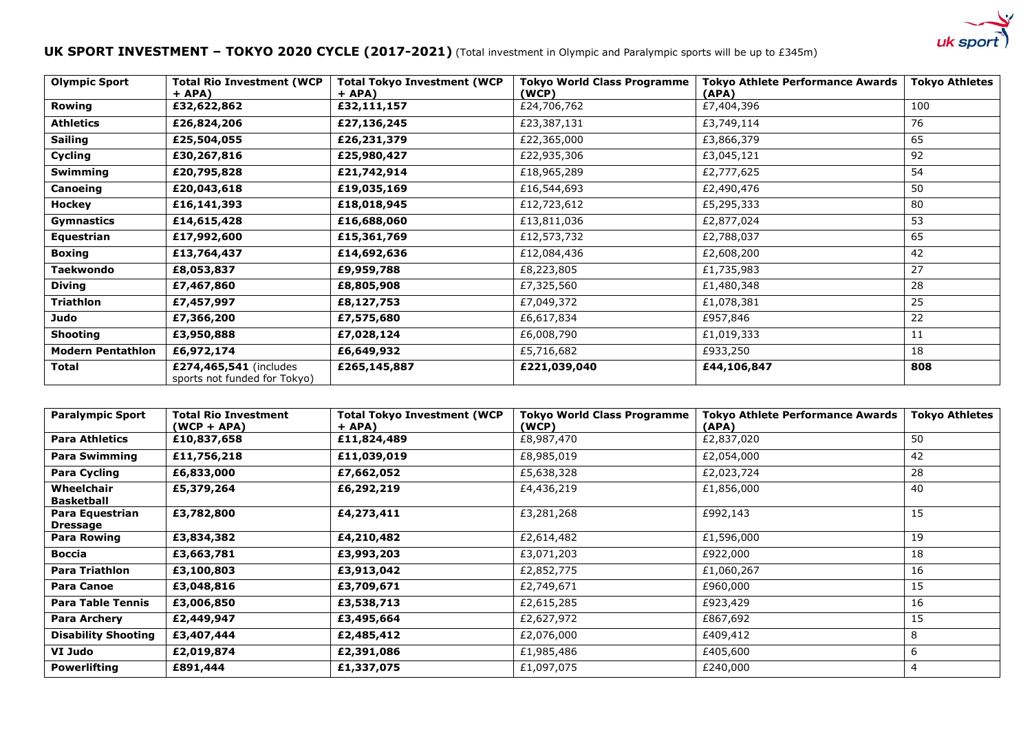## **UK SPORT INVESTMENT – TOKYO 2020 CYCLE (2017-2021)** (Total investment in Olympic and Paralympic sports will be up to £345m)

| Olympic Sport | Total Rio Investment (WCP + APA) | Total Tokyo Investment (WCP + APA) | Tokyo World Class Programme (WCP) | Tokyo Athlete Performance Awards (APA) | Tokyo Athletes |
|---|---|---|---|---|---|
| **Rowing** | **£32,622,862** | **£32,111,157** | £24,706,762 | £7,404,396 | 100 |
| **Athletics** | **£26,824,206** | **£27,136,245** | £23,387,131 | £3,749,114 | 76 |
| **Sailing** | **£25,504,055** | **£26,231,379** | £22,365,000 | £3,866,379 | 65 |
| **Cycling** | **£30,267,816** | **£25,980,427** | £22,935,306 | £3,045,121 | 92 |
| **Swimming** | **£20,795,828** | **£21,742,914** | £18,965,289 | £2,777,625 | 54 |
| **Canoeing** | **£20,043,618** | **£19,035,169** | £16,544,693 | £2,490,476 | 50 |
| **Hockey** | **£16,141,393** | **£18,018,945** | £12,723,612 | £5,295,333 | 80 |
| **Gymnastics** | **£14,615,428** | **£16,688,060** | £13,811,036 | £2,877,024 | 53 |
| **Equestrian** | **£17,992,600** | **£15,361,769** | £12,573,732 | £2,788,037 | 65 |
| **Boxing** | **£13,764,437** | **£14,692,636** | £12,084,436 | £2,608,200 | 42 |
| **Taekwondo** | **£8,053,837** | **£9,959,788** | £8,223,805 | £1,735,983 | 27 |
| **Diving** | **£7,467,860** | **£8,805,908** | £7,325,560 | £1,480,348 | 28 |
| **Triathlon** | **£7,457,997** | **£8,127,753** | £7,049,372 | £1,078,381 | 25 |
| **Judo** | **£7,366,200** | **£7,575,680** | £6,617,834 | £957,846 | 22 |
| **Shooting** | **£3,950,888** | **£7,028,124** | £6,008,790 | £1,019,333 | 11 |
| **Modern Pentathlon** | **£6,972,174** | **£6,649,932** | £5,716,682 | £933,250 | 18 |
| **Total** | **£274,465,541** (includes sports not funded for Tokyo) | **£265,145,887** | **£221,039,040** | **£44,106,847** | **808** |

| Paralympic Sport | Total Rio Investment (WCP + APA) | Total Tokyo Investment (WCP + APA) | Tokyo World Class Programme (WCP) | Tokyo Athlete Performance Awards (APA) | Tokyo Athletes |
|---|---|---|---|---|---|
| **Para Athletics** | **£10,837,658** | **£11,824,489** | £8,987,470 | £2,837,020 | 50 |
| **Para Swimming** | **£11,756,218** | **£11,039,019** | £8,985,019 | £2,054,000 | 42 |
| **Para Cycling** | **£6,833,000** | **£7,662,052** | £5,638,328 | £2,023,724 | 28 |
| **Wheelchair Basketball** | **£5,379,264** | **£6,292,219** | £4,436,219 | £1,856,000 | 40 |
| **Para Equestrian Dressage** | **£3,782,800** | **£4,273,411** | £3,281,268 | £992,143 | 15 |
| **Para Rowing** | **£3,834,382** | **£4,210,482** | £2,614,482 | £1,596,000 | 19 |
| **Boccia** | **£3,663,781** | **£3,993,203** | £3,071,203 | £922,000 | 18 |
| **Para Triathlon** | **£3,100,803** | **£3,913,042** | £2,852,775 | £1,060,267 | 16 |
| **Para Canoe** | **£3,048,816** | **£3,709,671** | £2,749,671 | £960,000 | 15 |
| **Para Table Tennis** | **£3,006,850** | **£3,538,713** | £2,615,285 | £923,429 | 16 |
| **Para Archery** | **£2,449,947** | **£3,495,664** | £2,627,972 | £867,692 | 15 |
| **Disability Shooting** | **£3,407,444** | **£2,485,412** | £2,076,000 | £409,412 | 8 |
| **VI Judo** | **£2,019,874** | **£2,391,086** | £1,985,486 | £405,600 | 6 |
| **Powerlifting** | **£891,444** | **£1,337,075** | £1,097,075 | £240,000 | 4 |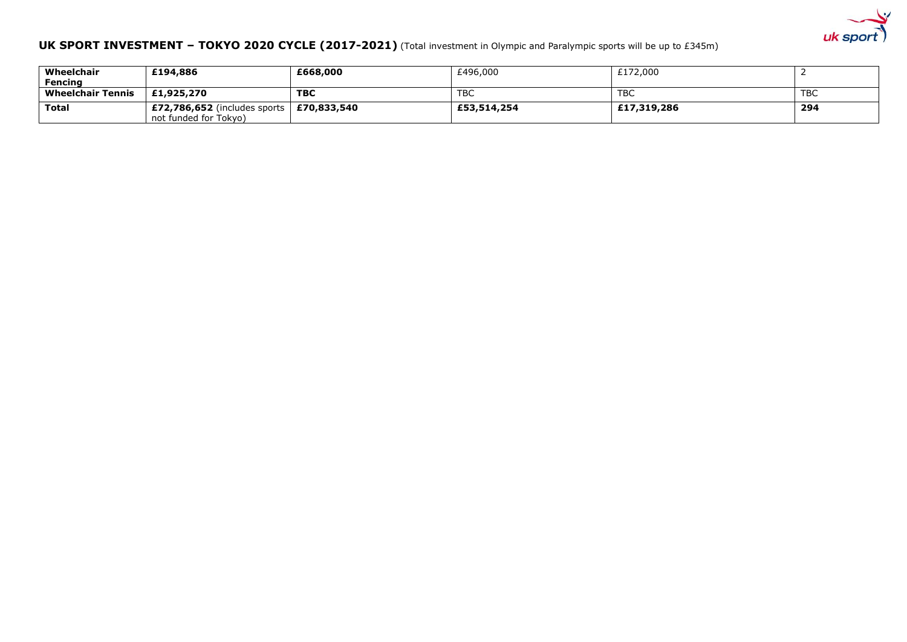## UK SPORT INVESTMENT – TOKYO 2020 CYCLE (2017-2021) (Total investment in Olympic and Paralympic sports will be up to £345m)

| | | | | | |
|---|---|---|---|---|---|
| **Wheelchair Fencing** | **£194,886** | **£668,000** | £496,000 | £172,000 | 2 |
| **Wheelchair Tennis** | **£1,925,270** | **TBC** | TBC | TBC | TBC |
| **Total** | **£72,786,652** (includes sports not funded for Tokyo) | **£70,833,540** | **£53,514,254** | **£17,319,286** | **294** |